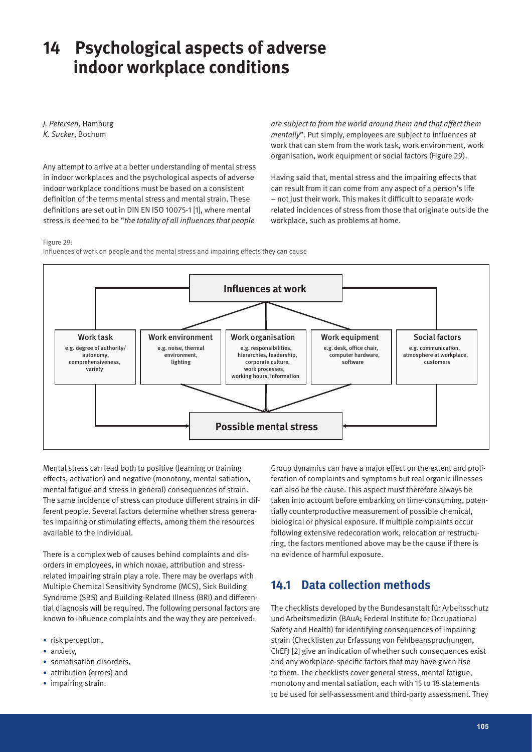# 14 Psychological aspects of adverse indoor workplace conditions

*J. Petersen*, Hamburg
*K. Sucker*, Bochum

Any attempt to arrive at a better understanding of mental stress in indoor workplaces and the psychological aspects of adverse indoor workplace conditions must be based on a consistent definition of the terms mental stress and mental strain. These definitions are set out in DIN EN ISO 10075-1 [1], where mental stress is deemed to be "*the totality of all influences that people are subject to from the world around them and that affect them mentally*". Put simply, employees are subject to influences at work that can stem from the work task, work environment, work organisation, work equipment or social factors (Figure 29).

Having said that, mental stress and the impairing effects that can result from it can come from any aspect of a person's life – not just their work. This makes it difficult to separate work-related incidences of stress from those that originate outside the workplace, such as problems at home.

Figure 29:
Influences of work on people and the mental stress and impairing effects they can cause

**Influences at work**

| Work task | Work environment | Work organisation | Work equipment | Social factors |
|---|---|---|---|---|
| e.g. degree of authority/ autonomy, comprehensiveness, variety | e.g. noise, thermal environment, lighting | e.g. responsibilities, hierarchies, leadership, corporate culture, work processes, working hours, information | e.g. desk, office chair, computer hardware, software | e.g. communication, atmosphere at workplace, customers |

**Possible mental stress**

Mental stress can lead both to positive (learning or training effects, activation) and negative (monotony, mental satiation, mental fatigue and stress in general) consequences of strain. The same incidence of stress can produce different strains in different people. Several factors determine whether stress generates impairing or stimulating effects, among them the resources available to the individual.

There is a complex web of causes behind complaints and disorders in employees, in which noxae, attribution and stress-related impairing strain play a role. There may be overlaps with Multiple Chemical Sensitivity Syndrome (MCS), Sick Building Syndrome (SBS) and Building-Related Illness (BRI) and differential diagnosis will be required. The following personal factors are known to influence complaints and the way they are perceived:

- risk perception,
- anxiety,
- somatisation disorders,
- attribution (errors) and
- impairing strain.

Group dynamics can have a major effect on the extent and proliferation of complaints and symptoms but real organic illnesses can also be the cause. This aspect must therefore always be taken into account before embarking on time-consuming, potentially counterproductive measurement of possible chemical, biological or physical exposure. If multiple complaints occur following extensive redecoration work, relocation or restructuring, the factors mentioned above may be the cause if there is no evidence of harmful exposure.

## 14.1 Data collection methods

The checklists developed by the Bundesanstalt für Arbeitsschutz und Arbeitsmedizin (BAuA; Federal Institute for Occupational Safety and Health) for identifying consequences of impairing strain (Checklisten zur Erfassung von Fehlbeanspruchungen, ChEF) [2] give an indication of whether such consequences exist and any workplace-specific factors that may have given rise to them. The checklists cover general stress, mental fatigue, monotony and mental satiation, each with 15 to 18 statements to be used for self-assessment and third-party assessment. They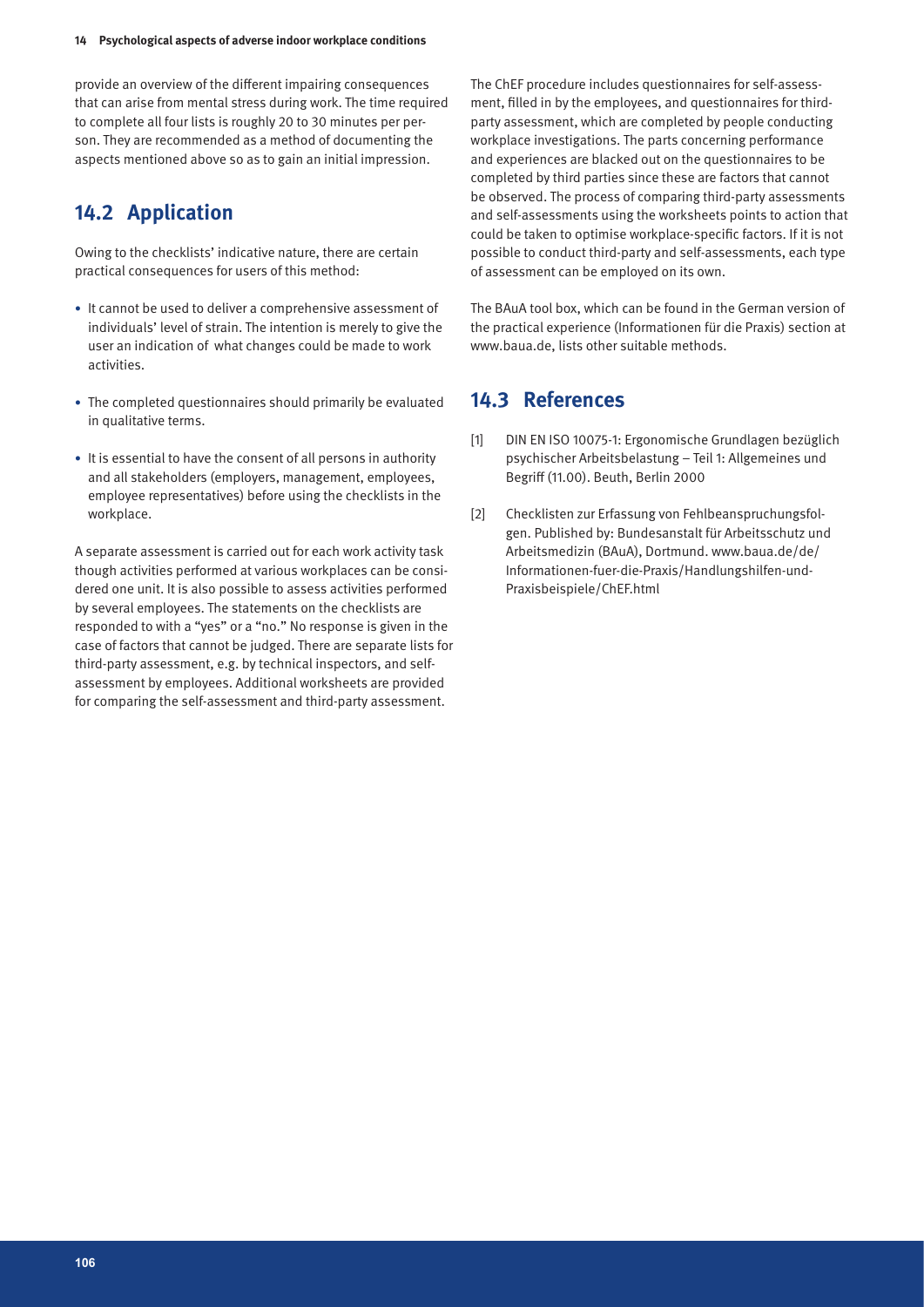provide an overview of the different impairing consequences that can arise from mental stress during work. The time required to complete all four lists is roughly 20 to 30 minutes per person. They are recommended as a method of documenting the aspects mentioned above so as to gain an initial impression.

## 14.2 Application

Owing to the checklists' indicative nature, there are certain practical consequences for users of this method:

- It cannot be used to deliver a comprehensive assessment of individuals' level of strain. The intention is merely to give the user an indication of what changes could be made to work activities.
- The completed questionnaires should primarily be evaluated in qualitative terms.
- It is essential to have the consent of all persons in authority and all stakeholders (employers, management, employees, employee representatives) before using the checklists in the workplace.

A separate assessment is carried out for each work activity task though activities performed at various workplaces can be considered one unit. It is also possible to assess activities performed by several employees. The statements on the checklists are responded to with a "yes" or a "no." No response is given in the case of factors that cannot be judged. There are separate lists for third-party assessment, e.g. by technical inspectors, and self-assessment by employees. Additional worksheets are provided for comparing the self-assessment and third-party assessment.

The ChEF procedure includes questionnaires for self-assessment, filled in by the employees, and questionnaires for third-party assessment, which are completed by people conducting workplace investigations. The parts concerning performance and experiences are blacked out on the questionnaires to be completed by third parties since these are factors that cannot be observed. The process of comparing third-party assessments and self-assessments using the worksheets points to action that could be taken to optimise workplace-specific factors. If it is not possible to conduct third-party and self-assessments, each type of assessment can be employed on its own.

The BAuA tool box, which can be found in the German version of the practical experience (Informationen für die Praxis) section at www.baua.de, lists other suitable methods.

## 14.3 References

[1] DIN EN ISO 10075-1: Ergonomische Grundlagen bezüglich psychischer Arbeitsbelastung – Teil 1: Allgemeines und Begriff (11.00). Beuth, Berlin 2000

[2] Checklisten zur Erfassung von Fehlbeanspruchungsfolgen. Published by: Bundesanstalt für Arbeitsschutz und Arbeitsmedizin (BAuA), Dortmund. www.baua.de/de/Informationen-fuer-die-Praxis/Handlungshilfen-und-Praxisbeispiele/ChEF.html